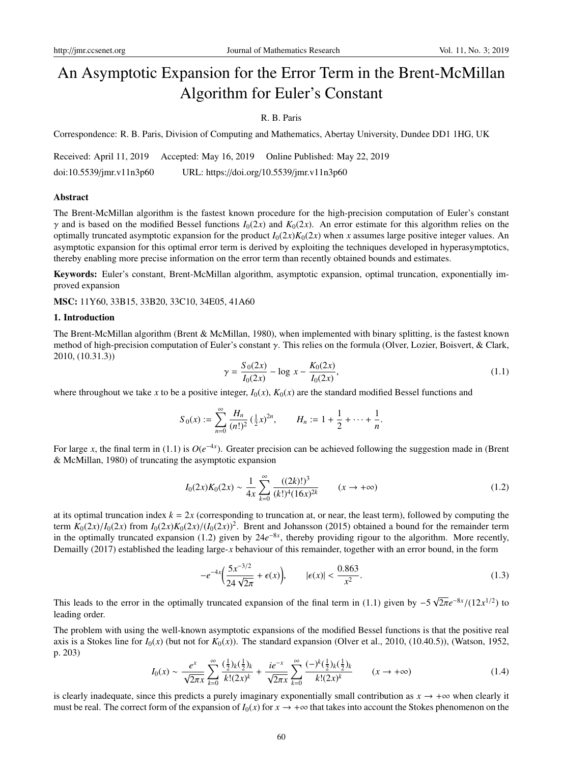# An Asymptotic Expansion for the Error Term in the Brent-McMillan Algorithm for Euler's Constant

R. B. Paris

Correspondence: R. B. Paris, Division of Computing and Mathematics, Abertay University, Dundee DD1 1HG, UK

Received: April 11, 2019 Accepted: May 16, 2019 Online Published: May 22, 2019

doi:10.5539/jmr.v11n3p60 URL: https://doi.org/10.5539/jmr.v11n3p60

### Abstract

The Brent-McMillan algorithm is the fastest known procedure for the high-precision computation of Euler's constant $\gamma$ and is based on the modified Bessel functions $I_0(2x)$ and $K_0(2x)$. An error estimate for this algorithm relies on the optimally truncated asymptotic expansion for the product $I_0(2x)K_0(2x)$ when $x$ assumes large positive integer values. An asymptotic expansion for this optimal error term is derived by exploiting the techniques developed in hyperasymptotics, thereby enabling more precise information on the error term than recently obtained bounds and estimates.

**Keywords:** Euler's constant, Brent-McMillan algorithm, asymptotic expansion, optimal truncation, exponentially improved expansion

**MSC:** 11Y60, 33B15, 33B20, 33C10, 34E05, 41A60

### 1. Introduction

The Brent-McMillan algorithm (Brent & McMillan, 1980), when implemented with binary splitting, is the fastest known method of high-precision computation of Euler's constant $\gamma$. This relies on the formula (Olver, Lozier, Boisvert, & Clark, 2010, (10.31.3))

$$\gamma = \frac{S_0(2x)}{I_0(2x)} - \log\, x - \frac{K_0(2x)}{I_0(2x)}, \tag{1.1}$$

where throughout we take $x$ to be a positive integer, $I_0(x)$, $K_0(x)$ are the standard modified Bessel functions and

$$S_0(x) := \sum_{n=0}^{\infty} \frac{H_n}{(n!)^2} \left(\tfrac{1}{2}x\right)^{2n}, \qquad H_n := 1 + \frac{1}{2} + \cdots + \frac{1}{n}.$$

For large $x$, the final term in (1.1) is $O(e^{-4x})$. Greater precision can be achieved following the suggestion made in (Brent & McMillan, 1980) of truncating the asymptotic expansion

$$I_0(2x)K_0(2x) \sim \frac{1}{4x} \sum_{k=0}^{\infty} \frac{((2k)!)^3}{(k!)^4 (16x)^{2k}} \qquad (x \to +\infty) \tag{1.2}$$

at its optimal truncation index $k = 2x$ (corresponding to truncation at, or near, the least term), followed by computing the term $K_0(2x)/I_0(2x)$ from $I_0(2x)K_0(2x)/(I_0(2x))^2$. Brent and Johansson (2015) obtained a bound for the remainder term in the optimally truncated expansion (1.2) given by $24e^{-8x}$, thereby providing rigour to the algorithm. More recently, Demailly (2017) established the leading large-$x$ behaviour of this remainder, together with an error bound, in the form

$$-e^{-4x}\left(\frac{5x^{-3/2}}{24\sqrt{2\pi}} + \epsilon(x)\right), \qquad |\epsilon(x)| < \frac{0.863}{x^2}. \tag{1.3}$$

This leads to the error in the optimally truncated expansion of the final term in (1.1) given by $-5\sqrt{2\pi}e^{-8x}/(12x^{1/2})$ to leading order.

The problem with using the well-known asymptotic expansions of the modified Bessel functions is that the positive real axis is a Stokes line for $I_0(x)$ (but not for $K_0(x)$). The standard expansion (Olver et al., 2010, (10.40.5)), (Watson, 1952, p. 203)

$$I_0(x) \sim \frac{e^x}{\sqrt{2\pi x}} \sum_{k=0}^{\infty} \frac{(\frac{1}{2})_k (\frac{1}{2})_k}{k!(2x)^k} + \frac{ie^{-x}}{\sqrt{2\pi x}} \sum_{k=0}^{\infty} \frac{(-)^k (\frac{1}{2})_k (\frac{1}{2})_k}{k!(2x)^k} \qquad (x \to +\infty) \tag{1.4}$$

is clearly inadequate, since this predicts a purely imaginary exponentially small contribution as $x \to +\infty$ when clearly it must be real. The correct form of the expansion of $I_0(x)$ for $x \to +\infty$ that takes into account the Stokes phenomenon on the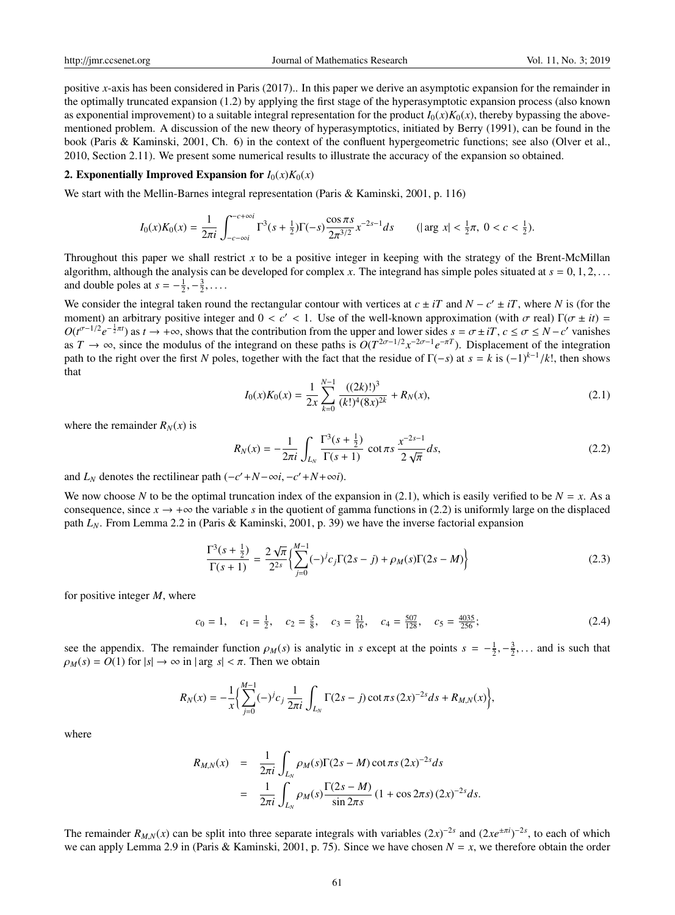positive $x$-axis has been considered in Paris (2017).. In this paper we derive an asymptotic expansion for the remainder in the optimally truncated expansion (1.2) by applying the first stage of the hyperasymptotic expansion process (also known as exponential improvement) to a suitable integral representation for the product $I_0(x)K_0(x)$, thereby bypassing the above-mentioned problem. A discussion of the new theory of hyperasymptotics, initiated by Berry (1991), can be found in the book (Paris & Kaminski, 2001, Ch. 6) in the context of the confluent hypergeometric functions; see also (Olver et al., 2010, Section 2.11). We present some numerical results to illustrate the accuracy of the expansion so obtained.

## 2. Exponentially Improved Expansion for $I_0(x)K_0(x)$

We start with the Mellin-Barnes integral representation (Paris & Kaminski, 2001, p. 116)

$$I_0(x)K_0(x) = \frac{1}{2\pi i}\int_{-c-\infty i}^{-c+\infty i} \Gamma^3(s+\tfrac{1}{2})\Gamma(-s)\frac{\cos \pi s}{2\pi^{3/2}}x^{-2s-1}ds \qquad (|\arg x| < \tfrac{1}{2}\pi,\ 0 < c < \tfrac{1}{2}).$$

Throughout this paper we shall restrict $x$ to be a positive integer in keeping with the strategy of the Brent-McMillan algorithm, although the analysis can be developed for complex $x$. The integrand has simple poles situated at $s = 0, 1, 2, \ldots$ and double poles at $s = -\frac{1}{2}, -\frac{3}{2}, \ldots$.

We consider the integral taken round the rectangular contour with vertices at $c \pm iT$ and $N - c' \pm iT$, where $N$ is (for the moment) an arbitrary positive integer and $0 < c' < 1$. Use of the well-known approximation (with $\sigma$ real) $\Gamma(\sigma \pm it) = O(t^{\sigma-1/2}e^{-\frac{1}{2}\pi t})$ as $t \to +\infty$, shows that the contribution from the upper and lower sides $s = \sigma \pm iT$, $c \le \sigma \le N - c'$ vanishes as $T \to \infty$, since the modulus of the integrand on these paths is $O(T^{2\sigma-1/2}x^{-2\sigma-1}e^{-\pi T})$. Displacement of the integration path to the right over the first $N$ poles, together with the fact that the residue of $\Gamma(-s)$ at $s = k$ is $(-1)^{k-1}/k!$, then shows that

$$I_0(x)K_0(x) = \frac{1}{2x}\sum_{k=0}^{N-1}\frac{((2k)!)^3}{(k!)^4(8x)^{2k}} + R_N(x), \tag{2.1}$$

where the remainder $R_N(x)$ is

$$R_N(x) = -\frac{1}{2\pi i}\int_{L_N}\frac{\Gamma^3(s+\frac{1}{2})}{\Gamma(s+1)}\cot \pi s\,\frac{x^{-2s-1}}{2\sqrt{\pi}}ds, \tag{2.2}$$

and $L_N$ denotes the rectilinear path $(-c'+N-\infty i, -c'+N+\infty i)$.

We now choose $N$ to be the optimal truncation index of the expansion in (2.1), which is easily verified to be $N = x$. As a consequence, since $x \to +\infty$ the variable $s$ in the quotient of gamma functions in (2.2) is uniformly large on the displaced path $L_N$. From Lemma 2.2 in (Paris & Kaminski, 2001, p. 39) we have the inverse factorial expansion

$$\frac{\Gamma^3(s+\frac{1}{2})}{\Gamma(s+1)} = \frac{2\sqrt{\pi}}{2^{2s}}\bigg\{\sum_{j=0}^{M-1}(-)^j c_j\Gamma(2s-j) + \rho_M(s)\Gamma(2s-M)\bigg\} \tag{2.3}$$

for positive integer $M$, where

$$c_0 = 1, \quad c_1 = \tfrac{1}{2}, \quad c_2 = \tfrac{5}{8}, \quad c_3 = \tfrac{21}{16}, \quad c_4 = \tfrac{507}{128}, \quad c_5 = \tfrac{4035}{256}; \tag{2.4}$$

see the appendix. The remainder function $\rho_M(s)$ is analytic in $s$ except at the points $s = -\frac{1}{2}, -\frac{3}{2}, \ldots$ and is such that $\rho_M(s) = O(1)$ for $|s| \to \infty$ in $|\arg s| < \pi$. Then we obtain

$$R_N(x) = -\frac{1}{x}\bigg\{\sum_{j=0}^{M-1}(-)^j c_j\,\frac{1}{2\pi i}\int_{L_N}\Gamma(2s-j)\cot \pi s\,(2x)^{-2s}ds + R_{M,N}(x)\bigg\},$$

where

$$\begin{aligned}
R_{M,N}(x) &= \frac{1}{2\pi i}\int_{L_N}\rho_M(s)\Gamma(2s-M)\cot \pi s\,(2x)^{-2s}ds \\
&= \frac{1}{2\pi i}\int_{L_N}\rho_M(s)\frac{\Gamma(2s-M)}{\sin 2\pi s}\,(1+\cos 2\pi s)\,(2x)^{-2s}ds.
\end{aligned}$$

The remainder $R_{M,N}(x)$ can be split into three separate integrals with variables $(2x)^{-2s}$ and $(2xe^{\pm\pi i})^{-2s}$, to each of which we can apply Lemma 2.9 in (Paris & Kaminski, 2001, p. 75). Since we have chosen $N = x$, we therefore obtain the order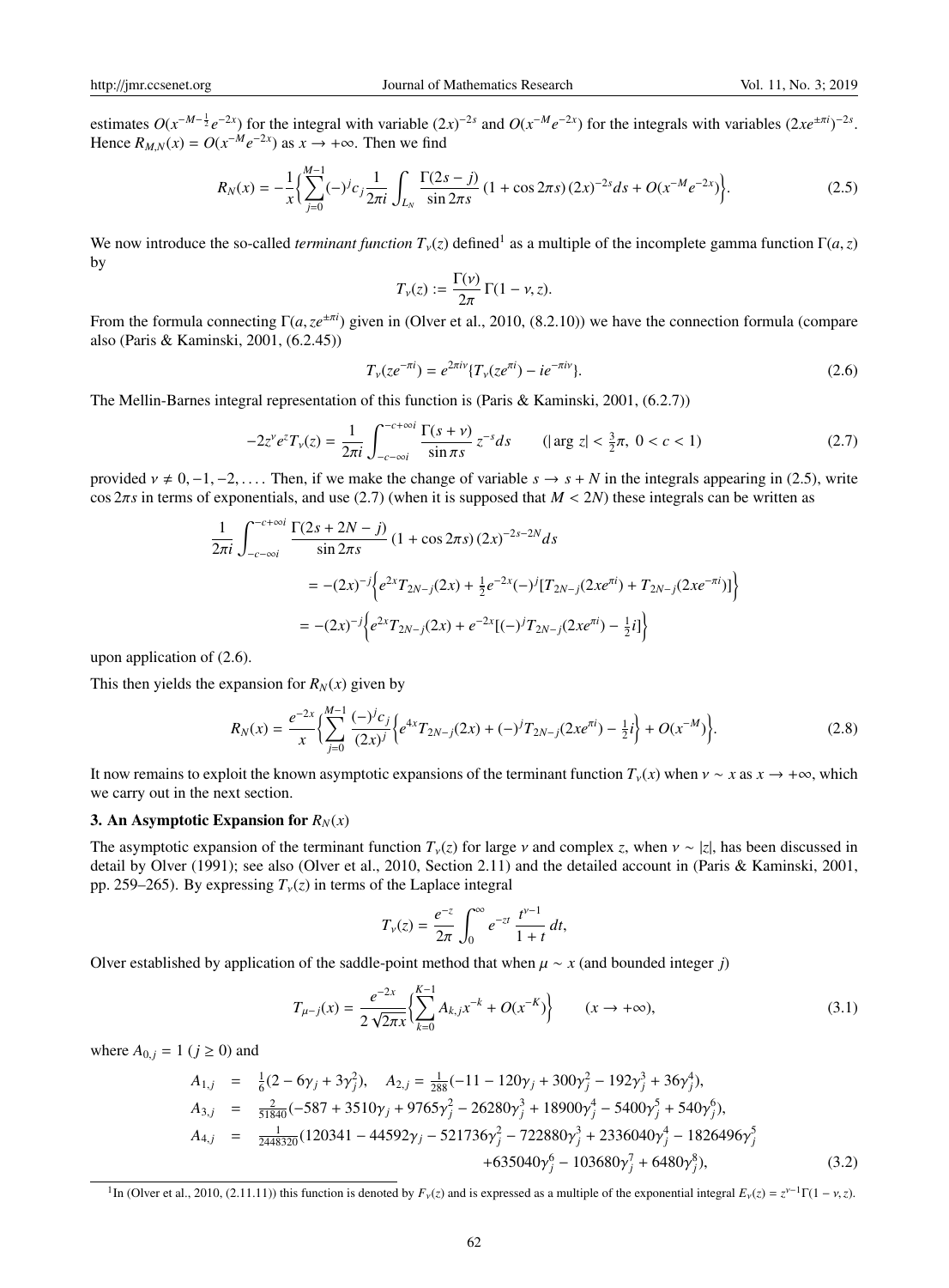estimates $O(x^{-M-\frac{1}{2}}e^{-2x})$ for the integral with variable $(2x)^{-2s}$ and $O(x^{-M}e^{-2x})$ for the integrals with variables $(2xe^{\pm\pi i})^{-2s}$. Hence $R_{M,N}(x) = O(x^{-M}e^{-2x})$ as $x \to +\infty$. Then we find

$$R_N(x) = -\frac{1}{x}\Big\{\sum_{j=0}^{M-1}(-)^j c_j \frac{1}{2\pi i}\int_{L_N}\frac{\Gamma(2s-j)}{\sin 2\pi s}(1+\cos 2\pi s)(2x)^{-2s}ds + O(x^{-M}e^{-2x})\Big\}. \tag{2.5}$$

We now introduce the so-called *terminant function* $T_\nu(z)$ defined[1] as a multiple of the incomplete gamma function $\Gamma(a,z)$ by

$$T_\nu(z) := \frac{\Gamma(\nu)}{2\pi}\Gamma(1-\nu, z).$$

From the formula connecting $\Gamma(a, ze^{\pm\pi i})$ given in (Olver et al., 2010, (8.2.10)) we have the connection formula (compare also (Paris & Kaminski, 2001, (6.2.45))

$$T_\nu(ze^{-\pi i}) = e^{2\pi i\nu}\{T_\nu(ze^{\pi i}) - ie^{-\pi i\nu}\}. \tag{2.6}$$

The Mellin-Barnes integral representation of this function is (Paris & Kaminski, 2001, (6.2.7))

$$-2z^\nu e^z T_\nu(z) = \frac{1}{2\pi i}\int_{-c-\infty i}^{-c+\infty i}\frac{\Gamma(s+\nu)}{\sin \pi s}z^{-s}ds \qquad (|\arg z| < \tfrac{3}{2}\pi,\ 0<c<1) \tag{2.7}$$

provided $\nu \neq 0, -1, -2, \ldots$. Then, if we make the change of variable $s \to s+N$ in the integrals appearing in (2.5), write $\cos 2\pi s$ in terms of exponentials, and use (2.7) (when it is supposed that $M < 2N$) these integrals can be written as

$$\begin{aligned}
\frac{1}{2\pi i}\int_{-c-\infty i}^{-c+\infty i}&\frac{\Gamma(2s+2N-j)}{\sin 2\pi s}(1+\cos 2\pi s)(2x)^{-2s-2N}ds\\
&= -(2x)^{-j}\Big\{e^{2x}T_{2N-j}(2x) + \tfrac{1}{2}e^{-2x}(-)^j[T_{2N-j}(2xe^{\pi i}) + T_{2N-j}(2xe^{-\pi i})]\Big\}\\
&= -(2x)^{-j}\Big\{e^{2x}T_{2N-j}(2x) + e^{-2x}[(-)^j T_{2N-j}(2xe^{\pi i}) - \tfrac{1}{2}i]\Big\}
\end{aligned}$$

upon application of (2.6).

This then yields the expansion for $R_N(x)$ given by

$$R_N(x) = \frac{e^{-2x}}{x}\Big\{\sum_{j=0}^{M-1}\frac{(-)^j c_j}{(2x)^j}\Big\{e^{4x}T_{2N-j}(2x) + (-)^j T_{2N-j}(2xe^{\pi i}) - \tfrac{1}{2}i\Big\} + O(x^{-M})\Big\}. \tag{2.8}$$

It now remains to exploit the known asymptotic expansions of the terminant function $T_\nu(x)$ when $\nu \sim x$ as $x \to +\infty$, which we carry out in the next section.

## 3. An Asymptotic Expansion for $R_N(x)$

The asymptotic expansion of the terminant function $T_\nu(z)$ for large $\nu$ and complex $z$, when $\nu \sim |z|$, has been discussed in detail by Olver (1991); see also (Olver et al., 2010, Section 2.11) and the detailed account in (Paris & Kaminski, 2001, pp. 259–265). By expressing $T_\nu(z)$ in terms of the Laplace integral

$$T_\nu(z) = \frac{e^{-z}}{2\pi}\int_0^\infty e^{-zt}\frac{t^{\nu-1}}{1+t}dt,$$

Olver established by application of the saddle-point method that when $\mu \sim x$ (and bounded integer $j$)

$$T_{\mu-j}(x) = \frac{e^{-2x}}{2\sqrt{2\pi x}}\Big\{\sum_{k=0}^{K-1}A_{k,j}x^{-k} + O(x^{-K})\Big\} \qquad (x \to +\infty), \tag{3.1}$$

where $A_{0,j} = 1$ ($j \geq 0$) and

$$\begin{aligned}
A_{1,j} &= \tfrac{1}{6}(2 - 6\gamma_j + 3\gamma_j^2), \quad A_{2,j} = \tfrac{1}{288}(-11 - 120\gamma_j + 300\gamma_j^2 - 192\gamma_j^3 + 36\gamma_j^4),\\
A_{3,j} &= \tfrac{2}{51840}(-587 + 3510\gamma_j + 9765\gamma_j^2 - 26280\gamma_j^3 + 18900\gamma_j^4 - 5400\gamma_j^5 + 540\gamma_j^6),\\
A_{4,j} &= \tfrac{1}{2448320}(120341 - 44592\gamma_j - 521736\gamma_j^2 - 722880\gamma_j^3 + 2336040\gamma_j^4 - 1826496\gamma_j^5\\
&\qquad + 635040\gamma_j^6 - 103680\gamma_j^7 + 6480\gamma_j^8),
\end{aligned} \tag{3.2}$$

---

[1] In (Olver et al., 2010, (2.11.11)) this function is denoted by $F_\nu(z)$ and is expressed as a multiple of the exponential integral $E_\nu(z) = z^{\nu-1}\Gamma(1-\nu, z)$.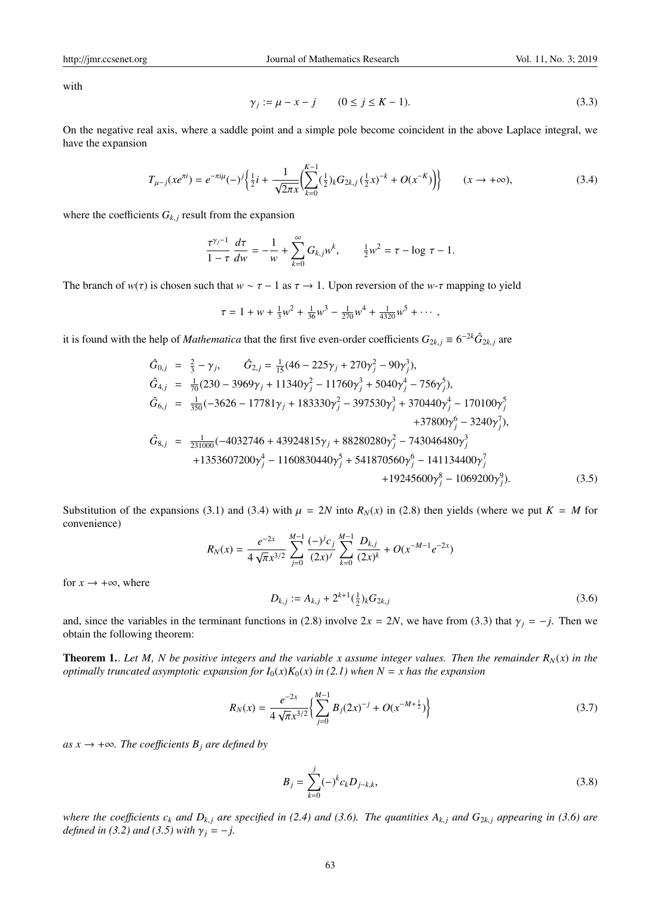with

$$\gamma_j := \mu - x - j \qquad (0 \le j \le K-1). \tag{3.3}$$

On the negative real axis, where a saddle point and a simple pole become coincident in the above Laplace integral, we have the expansion

$$T_{\mu-j}(xe^{\pi i}) = e^{-\pi i\mu}(-)^j\left\{\tfrac{1}{2}i + \frac{1}{\sqrt{2\pi x}}\left(\sum_{k=0}^{K-1}(\tfrac{1}{2})_k G_{2k,j}(\tfrac{1}{2}x)^{-k} + O(x^{-K})\right)\right\} \qquad (x \to +\infty), \tag{3.4}$$

where the coefficients $G_{k,j}$ result from the expansion

$$\frac{\tau^{\gamma_j - 1}}{1-\tau}\frac{d\tau}{dw} = -\frac{1}{w} + \sum_{k=0}^{\infty} G_{k,j}w^k, \qquad \tfrac{1}{2}w^2 = \tau - \log\,\tau - 1.$$

The branch of $w(\tau)$ is chosen such that $w \sim \tau - 1$ as $\tau \to 1$. Upon reversion of the $w$-$\tau$ mapping to yield

$$\tau = 1 + w + \tfrac{1}{3}w^2 + \tfrac{1}{36}w^3 - \tfrac{1}{270}w^4 + \tfrac{1}{4320}w^5 + \cdots,$$

it is found with the help of *Mathematica* that the first five even-order coefficients $G_{2k,j} \equiv 6^{-2k}\hat{G}_{2k,j}$ are

$$\begin{aligned}
\hat{G}_{0,j} &= \tfrac{2}{3} - \gamma_j, \qquad \hat{G}_{2,j} = \tfrac{1}{15}(46 - 225\gamma_j + 270\gamma_j^2 - 90\gamma_j^3),\\
\hat{G}_{4,j} &= \tfrac{1}{70}(230 - 3969\gamma_j + 11340\gamma_j^2 - 11760\gamma_j^3 + 5040\gamma_j^4 - 756\gamma_j^5),\\
\hat{G}_{6,j} &= \tfrac{1}{350}(-3626 - 17781\gamma_j + 183330\gamma_j^2 - 397530\gamma_j^3 + 370440\gamma_j^4 - 170100\gamma_j^5\\
&\qquad + 37800\gamma_j^6 - 3240\gamma_j^7),\\
\hat{G}_{8,j} &= \tfrac{1}{231000}(-4032746 + 43924815\gamma_j + 88280280\gamma_j^2 - 743046480\gamma_j^3\\
&\qquad + 1353607200\gamma_j^4 - 1160830440\gamma_j^5 + 541870560\gamma_j^6 - 141134400\gamma_j^7\\
&\qquad + 19245600\gamma_j^8 - 1069200\gamma_j^9).
\end{aligned} \tag{3.5}$$

Substitution of the expansions (3.1) and (3.4) with $\mu = 2N$ into $R_N(x)$ in (2.8) then yields (where we put $K = M$ for convenience)

$$R_N(x) = \frac{e^{-2x}}{4\sqrt{\pi}x^{3/2}}\sum_{j=0}^{M-1}\frac{(-)^j c_j}{(2x)^j}\sum_{k=0}^{M-1}\frac{D_{k,j}}{(2x)^k} + O(x^{-M-1}e^{-2x})$$

for $x \to +\infty$, where

$$D_{k,j} := A_{k,j} + 2^{k+1}(\tfrac{1}{2})_k G_{2k,j} \tag{3.6}$$

and, since the variables in the terminant functions in (2.8) involve $2x = 2N$, we have from (3.3) that $\gamma_j = -j$. Then we obtain the following theorem:

**Theorem 1.**. *Let $M$, $N$ be positive integers and the variable $x$ assume integer values. Then the remainder $R_N(x)$ in the optimally truncated asymptotic expansion for $I_0(x)K_0(x)$ in (2.1) when $N = x$ has the expansion*

$$R_N(x) = \frac{e^{-2x}}{4\sqrt{\pi}x^{3/2}}\left\{\sum_{j=0}^{M-1}B_j(2x)^{-j} + O(x^{-M+\frac{1}{2}})\right\} \tag{3.7}$$

*as $x \to +\infty$. The coefficients $B_j$ are defined by*

$$B_j = \sum_{k=0}^{j}(-)^k c_k D_{j-k,k}, \tag{3.8}$$

*where the coefficients $c_k$ and $D_{k,j}$ are specified in (2.4) and (3.6). The quantities $A_{k,j}$ and $G_{2k,j}$ appearing in (3.6) are defined in (3.2) and (3.5) with $\gamma_j = -j$.*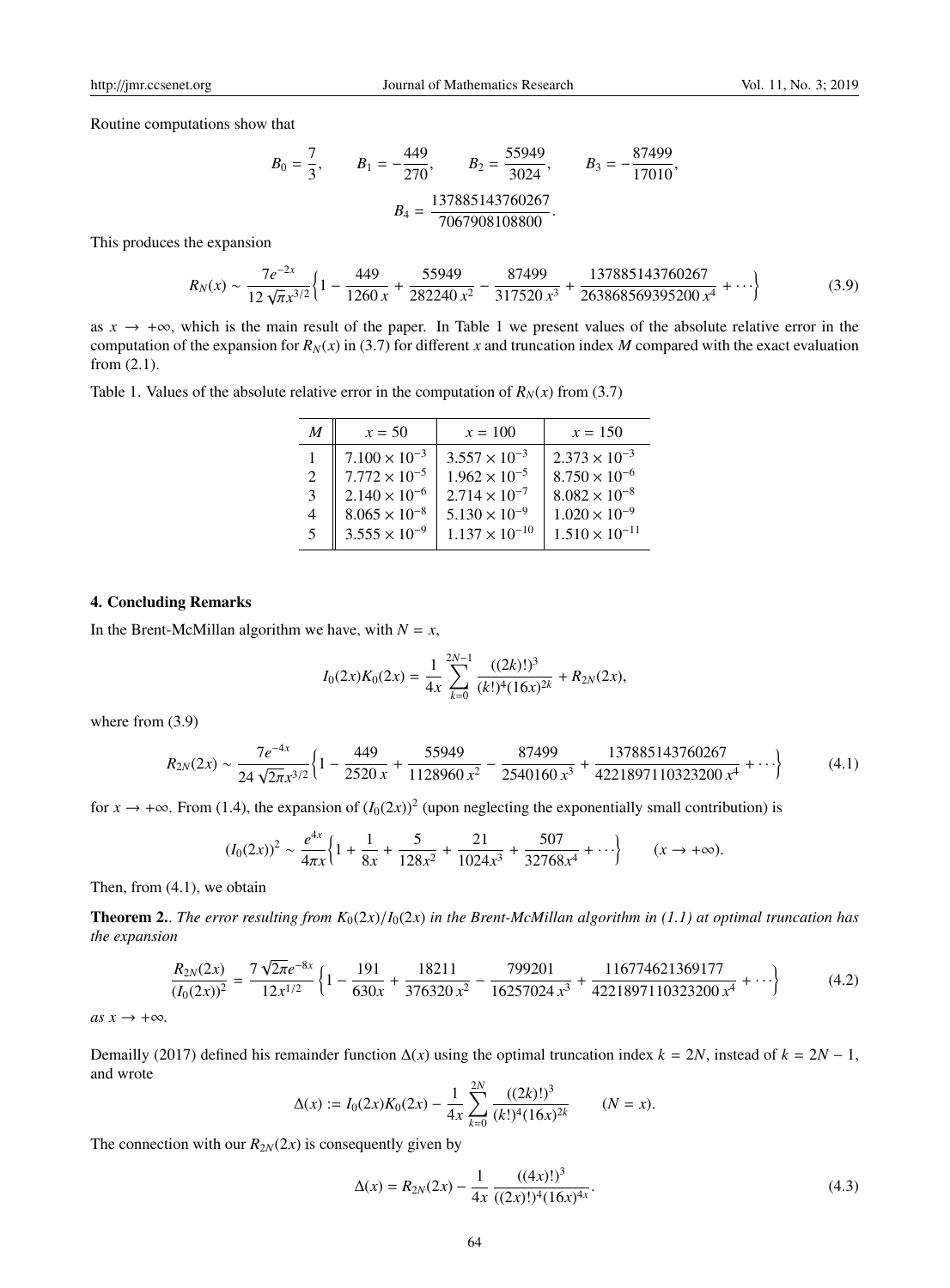Routine computations show that

$$B_0 = \frac{7}{3}, \qquad B_1 = -\frac{449}{270}, \qquad B_2 = \frac{55949}{3024}, \qquad B_3 = -\frac{87499}{17010},$$

$$B_4 = \frac{137885143760267}{7067908108800}.$$

This produces the expansion

$$R_N(x) \sim \frac{7e^{-2x}}{12\sqrt{\pi}x^{3/2}}\left\{1 - \frac{449}{1260\,x} + \frac{55949}{282240\,x^2} - \frac{87499}{317520\,x^3} + \frac{137885143760267}{263868569395200\,x^4} + \cdots\right\} \tag{3.9}$$

as $x \to +\infty$, which is the main result of the paper. In Table 1 we present values of the absolute relative error in the computation of the expansion for $R_N(x)$ in (3.7) for different $x$ and truncation index $M$ compared with the exact evaluation from (2.1).

Table 1. Values of the absolute relative error in the computation of $R_N(x)$ from (3.7)

| $M$ | $x = 50$ | $x = 100$ | $x = 150$ |
|---|---|---|---|
| 1 | $7.100 \times 10^{-3}$ | $3.557 \times 10^{-3}$ | $2.373 \times 10^{-3}$ |
| 2 | $7.772 \times 10^{-5}$ | $1.962 \times 10^{-5}$ | $8.750 \times 10^{-6}$ |
| 3 | $2.140 \times 10^{-6}$ | $2.714 \times 10^{-7}$ | $8.082 \times 10^{-8}$ |
| 4 | $8.065 \times 10^{-8}$ | $5.130 \times 10^{-9}$ | $1.020 \times 10^{-9}$ |
| 5 | $3.555 \times 10^{-9}$ | $1.137 \times 10^{-10}$ | $1.510 \times 10^{-11}$ |

## 4. Concluding Remarks

In the Brent-McMillan algorithm we have, with $N = x$,

$$I_0(2x)K_0(2x) = \frac{1}{4x}\sum_{k=0}^{2N-1}\frac{((2k)!)^3}{(k!)^4(16x)^{2k}} + R_{2N}(2x),$$

where from (3.9)

$$R_{2N}(2x) \sim \frac{7e^{-4x}}{24\sqrt{2\pi}x^{3/2}}\left\{1 - \frac{449}{2520\,x} + \frac{55949}{1128960\,x^2} - \frac{87499}{2540160\,x^3} + \frac{137885143760267}{4221897110323200\,x^4} + \cdots\right\} \tag{4.1}$$

for $x \to +\infty$. From (1.4), the expansion of $(I_0(2x))^2$ (upon neglecting the exponentially small contribution) is

$$(I_0(2x))^2 \sim \frac{e^{4x}}{4\pi x}\left\{1 + \frac{1}{8x} + \frac{5}{128x^2} + \frac{21}{1024x^3} + \frac{507}{32768x^4} + \cdots\right\} \qquad (x \to +\infty).$$

Then, from (4.1), we obtain

**Theorem 2.**. *The error resulting from $K_0(2x)/I_0(2x)$ in the Brent-McMillan algorithm in (1.1) at optimal truncation has the expansion*

$$\frac{R_{2N}(2x)}{(I_0(2x))^2} = \frac{7\sqrt{2\pi}e^{-8x}}{12x^{1/2}}\left\{1 - \frac{191}{630x} + \frac{18211}{376320\,x^2} - \frac{799201}{16257024\,x^3} + \frac{116774621369177}{4221897110323200\,x^4} + \cdots\right\} \tag{4.2}$$

*as $x \to +\infty$.*

Demailly (2017) defined his remainder function $\Delta(x)$ using the optimal truncation index $k = 2N$, instead of $k = 2N - 1$, and wrote

$$\Delta(x) := I_0(2x)K_0(2x) - \frac{1}{4x}\sum_{k=0}^{2N}\frac{((2k)!)^3}{(k!)^4(16x)^{2k}} \qquad (N = x).$$

The connection with our $R_{2N}(2x)$ is consequently given by

$$\Delta(x) = R_{2N}(2x) - \frac{1}{4x}\frac{((4x)!)^3}{((2x)!)^4(16x)^{4x}}. \tag{4.3}$$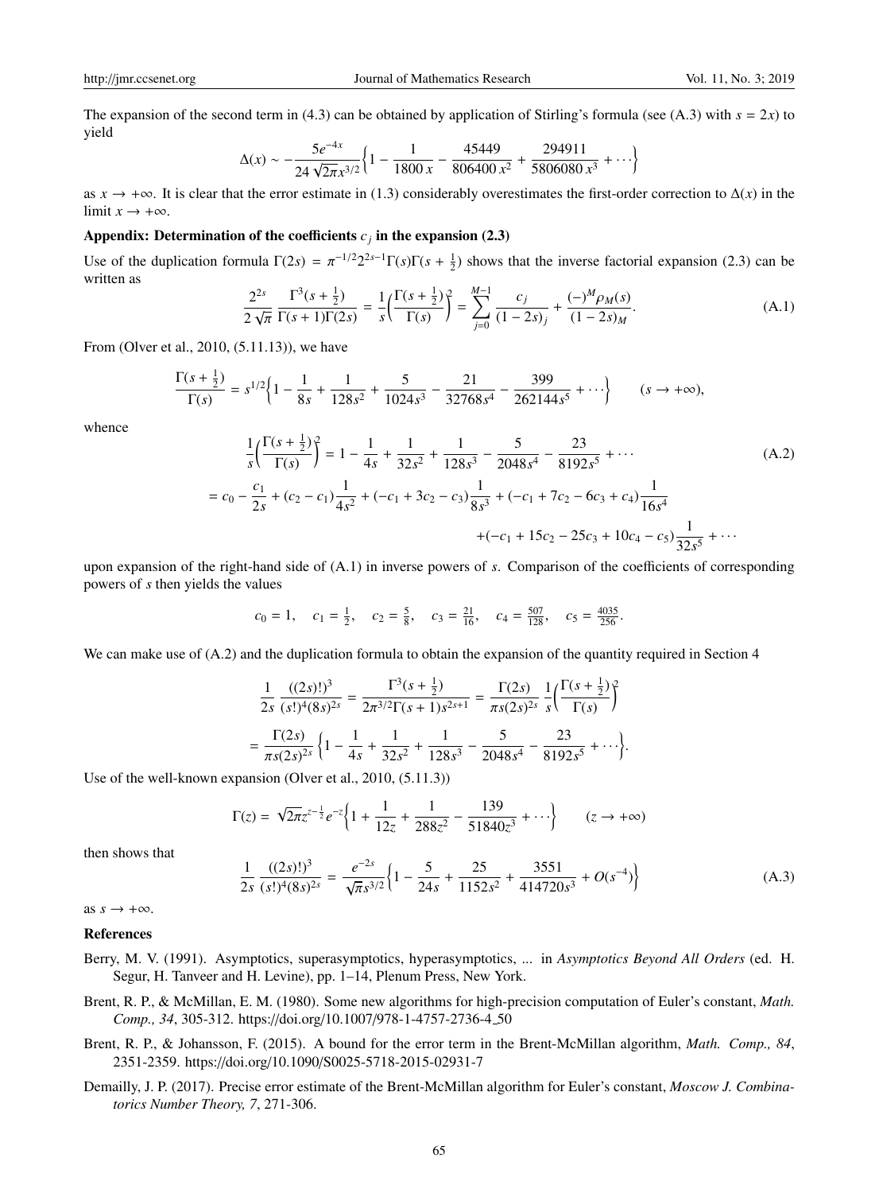The expansion of the second term in (4.3) can be obtained by application of Stirling's formula (see (A.3) with $s = 2x$) to yield

$$\Delta(x) \sim -\frac{5e^{-4x}}{24\sqrt{2\pi}x^{3/2}}\Big\{1 - \frac{1}{1800\,x} - \frac{45449}{806400\,x^2} + \frac{294911}{5806080\,x^3} + \cdots\Big\}$$

as $x \to +\infty$. It is clear that the error estimate in (1.3) considerably overestimates the first-order correction to $\Delta(x)$ in the limit $x \to +\infty$.

## Appendix: Determination of the coefficients $c_j$ in the expansion (2.3)

Use of the duplication formula $\Gamma(2s) = \pi^{-1/2}2^{2s-1}\Gamma(s)\Gamma(s+\frac{1}{2})$ shows that the inverse factorial expansion (2.3) can be written as

$$\frac{2^{2s}}{2\sqrt{\pi}}\frac{\Gamma^3(s+\frac{1}{2})}{\Gamma(s+1)\Gamma(2s)} = \frac{1}{s}\Big(\frac{\Gamma(s+\frac{1}{2})}{\Gamma(s)}\Big)^2 = \sum_{j=0}^{M-1}\frac{c_j}{(1-2s)_j} + \frac{(-)^M\rho_M(s)}{(1-2s)_M}. \tag{A.1}$$

From (Olver et al., 2010, (5.11.13)), we have

$$\frac{\Gamma(s+\frac{1}{2})}{\Gamma(s)} = s^{1/2}\Big\{1 - \frac{1}{8s} + \frac{1}{128s^2} + \frac{5}{1024s^3} - \frac{21}{32768s^4} - \frac{399}{262144s^5} + \cdots\Big\} \qquad (s \to +\infty),$$

whence

$$\frac{1}{s}\Big(\frac{\Gamma(s+\frac{1}{2})}{\Gamma(s)}\Big)^2 = 1 - \frac{1}{4s} + \frac{1}{32s^2} + \frac{1}{128s^3} - \frac{5}{2048s^4} - \frac{23}{8192s^5} + \cdots \tag{A.2}$$

$$= c_0 - \frac{c_1}{2s} + (c_2 - c_1)\frac{1}{4s^2} + (-c_1 + 3c_2 - c_3)\frac{1}{8s^3} + (-c_1 + 7c_2 - 6c_3 + c_4)\frac{1}{16s^4}$$
$$+(-c_1 + 15c_2 - 25c_3 + 10c_4 - c_5)\frac{1}{32s^5} + \cdots$$

upon expansion of the right-hand side of (A.1) in inverse powers of $s$. Comparison of the coefficients of corresponding powers of $s$ then yields the values

$$c_0 = 1, \quad c_1 = \tfrac{1}{2}, \quad c_2 = \tfrac{5}{8}, \quad c_3 = \tfrac{21}{16}, \quad c_4 = \tfrac{507}{128}, \quad c_5 = \tfrac{4035}{256}.$$

We can make use of (A.2) and the duplication formula to obtain the expansion of the quantity required in Section 4

$$\frac{1}{2s}\frac{((2s)!)^3}{(s!)^4(8s)^{2s}} = \frac{\Gamma^3(s+\frac{1}{2})}{2\pi^{3/2}\Gamma(s+1)s^{2s+1}} = \frac{\Gamma(2s)}{\pi s(2s)^{2s}}\,\frac{1}{s}\Big(\frac{\Gamma(s+\frac{1}{2})}{\Gamma(s)}\Big)^2$$
$$= \frac{\Gamma(2s)}{\pi s(2s)^{2s}}\Big\{1 - \frac{1}{4s} + \frac{1}{32s^2} + \frac{1}{128s^3} - \frac{5}{2048s^4} - \frac{23}{8192s^5} + \cdots\Big\}.$$

Use of the well-known expansion (Olver et al., 2010, (5.11.3))

$$\Gamma(z) = \sqrt{2\pi}z^{z-\frac{1}{2}}e^{-z}\Big\{1 + \frac{1}{12z} + \frac{1}{288z^2} - \frac{139}{51840z^3} + \cdots\Big\} \qquad (z \to +\infty)$$

then shows that

$$\frac{1}{2s}\frac{((2s)!)^3}{(s!)^4(8s)^{2s}} = \frac{e^{-2s}}{\sqrt{\pi}s^{3/2}}\Big\{1 - \frac{5}{24s} + \frac{25}{1152s^2} + \frac{3551}{414720s^3} + O(s^{-4})\Big\} \tag{A.3}$$

as $s \to +\infty$.

## References

Berry, M. V. (1991). Asymptotics, superasymptotics, hyperasymptotics, ... in *Asymptotics Beyond All Orders* (ed. H. Segur, H. Tanveer and H. Levine), pp. 1–14, Plenum Press, New York.

Brent, R. P., & McMillan, E. M. (1980). Some new algorithms for high-precision computation of Euler's constant, *Math. Comp., 34*, 305-312. https://doi.org/10.1007/978-1-4757-2736-4_50

Brent, R. P., & Johansson, F. (2015). A bound for the error term in the Brent-McMillan algorithm, *Math. Comp., 84*, 2351-2359. https://doi.org/10.1090/S0025-5718-2015-02931-7

Demailly, J. P. (2017). Precise error estimate of the Brent-McMillan algorithm for Euler's constant, *Moscow J. Combinatorics Number Theory, 7*, 271-306.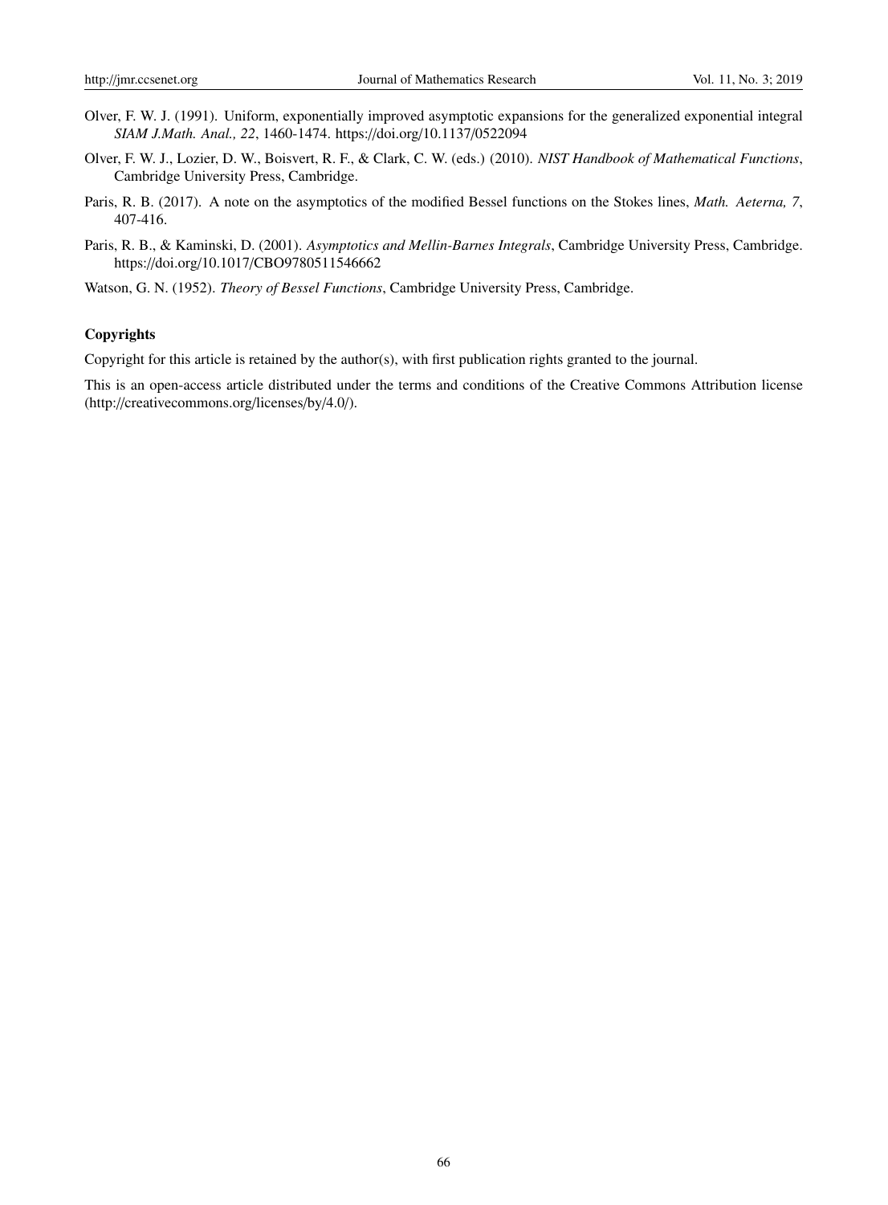Olver, F. W. J. (1991). Uniform, exponentially improved asymptotic expansions for the generalized exponential integral *SIAM J.Math. Anal., 22*, 1460-1474. https://doi.org/10.1137/0522094

Olver, F. W. J., Lozier, D. W., Boisvert, R. F., & Clark, C. W. (eds.) (2010). *NIST Handbook of Mathematical Functions*, Cambridge University Press, Cambridge.

Paris, R. B. (2017). A note on the asymptotics of the modified Bessel functions on the Stokes lines, *Math. Aeterna, 7*, 407-416.

Paris, R. B., & Kaminski, D. (2001). *Asymptotics and Mellin-Barnes Integrals*, Cambridge University Press, Cambridge. https://doi.org/10.1017/CBO9780511546662

Watson, G. N. (1952). *Theory of Bessel Functions*, Cambridge University Press, Cambridge.

**Copyrights**

Copyright for this article is retained by the author(s), with first publication rights granted to the journal.

This is an open-access article distributed under the terms and conditions of the Creative Commons Attribution license (http://creativecommons.org/licenses/by/4.0/).